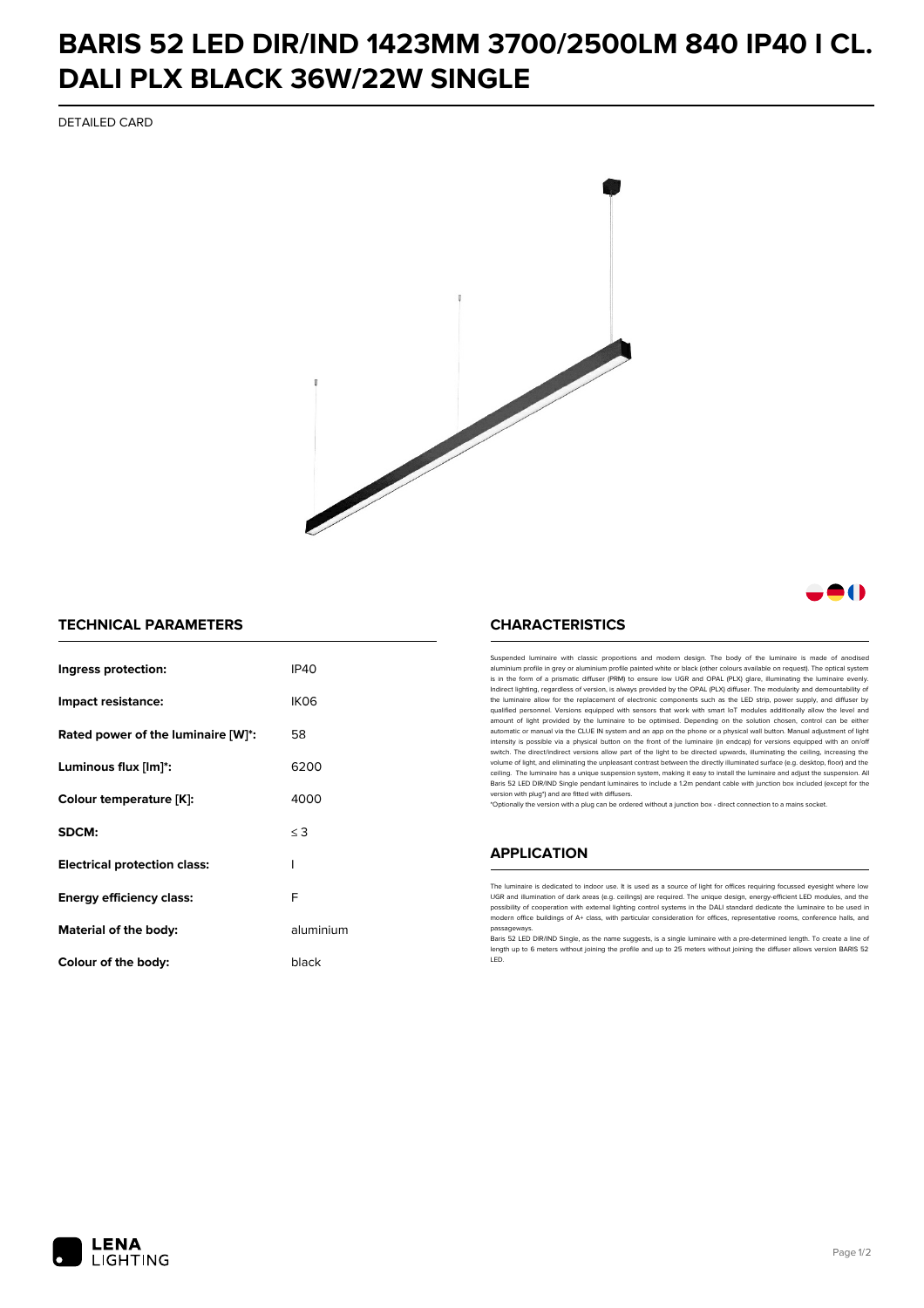# BARIS 52 LED DIR/IND 1423MM 3700/2500LM 840 IP40 I CL. DALI PLX BLACK 36W/22W SINGLE

DETAILED CARD

## TECHNICAL PARAMETERS

| | |
|---|---|
| **Ingress protection:** | IP40 |
| **Impact resistance:** | IK06 |
| **Rated power of the luminaire [W]*:** | 58 |
| **Luminous flux [lm]*:** | 6200 |
| **Colour temperature [K]:** | 4000 |
| **SDCM:** | ≤ 3 |
| **Electrical protection class:** | I |
| **Energy efficiency class:** | F |
| **Material of the body:** | aluminium |
| **Colour of the body:** | black |

## CHARACTERISTICS

Suspended luminaire with classic proportions and modern design. The body of the luminaire is made of anodised aluminium profile in grey or aluminium profile painted white or black (other colours available on request). The optical system is in the form of a prismatic diffuser (PRM) to ensure low UGR and OPAL (PLX) glare, illuminating the luminaire evenly. Indirect lighting, regardless of version, is always provided by the OPAL (PLX) diffuser. The modularity and demountability of the luminaire allow for the replacement of electronic components such as the LED strip, power supply, and diffuser by qualified personnel. Versions equipped with sensors that work with smart IoT modules additionally allow the level and amount of light provided by the luminaire to be optimised. Depending on the solution chosen, control can be either automatic or manual via the CLUE IN system and an app on the phone or a physical wall button. Manual adjustment of light intensity is possible via a physical button on the front of the luminaire (in endcap) for versions equipped with an on/off switch. The direct/indirect versions allow part of the light to be directed upwards, illuminating the ceiling, increasing the volume of light, and eliminating the unpleasant contrast between the directly illuminated surface (e.g. desktop, floor) and the ceiling. The luminaire has a unique suspension system, making it easy to install the luminaire and adjust the suspension. All Baris 52 LED DIR/IND Single pendant luminaires to include a 1.2m pendant cable with junction box included (except for the version with plug*) and are fitted with diffusers.

*Optionally the version with a plug can be ordered without a junction box - direct connection to a mains socket.

## APPLICATION

The luminaire is dedicated to indoor use. It is used as a source of light for offices requiring focussed eyesight where low UGR and illumination of dark areas (e.g. ceilings) are required. The unique design, energy-efficient LED modules, and the possibility of cooperation with external lighting control systems in the DALI standard dedicate the luminaire to be used in modern office buildings of A+ class, with particular consideration for offices, representative rooms, conference halls, and passageways.

Baris 52 LED DIR/IND Single, as the name suggests, is a single luminaire with a pre-determined length. To create a line of length up to 6 meters without joining the profile and up to 25 meters without joining the diffuser allows version BARIS 52 LED.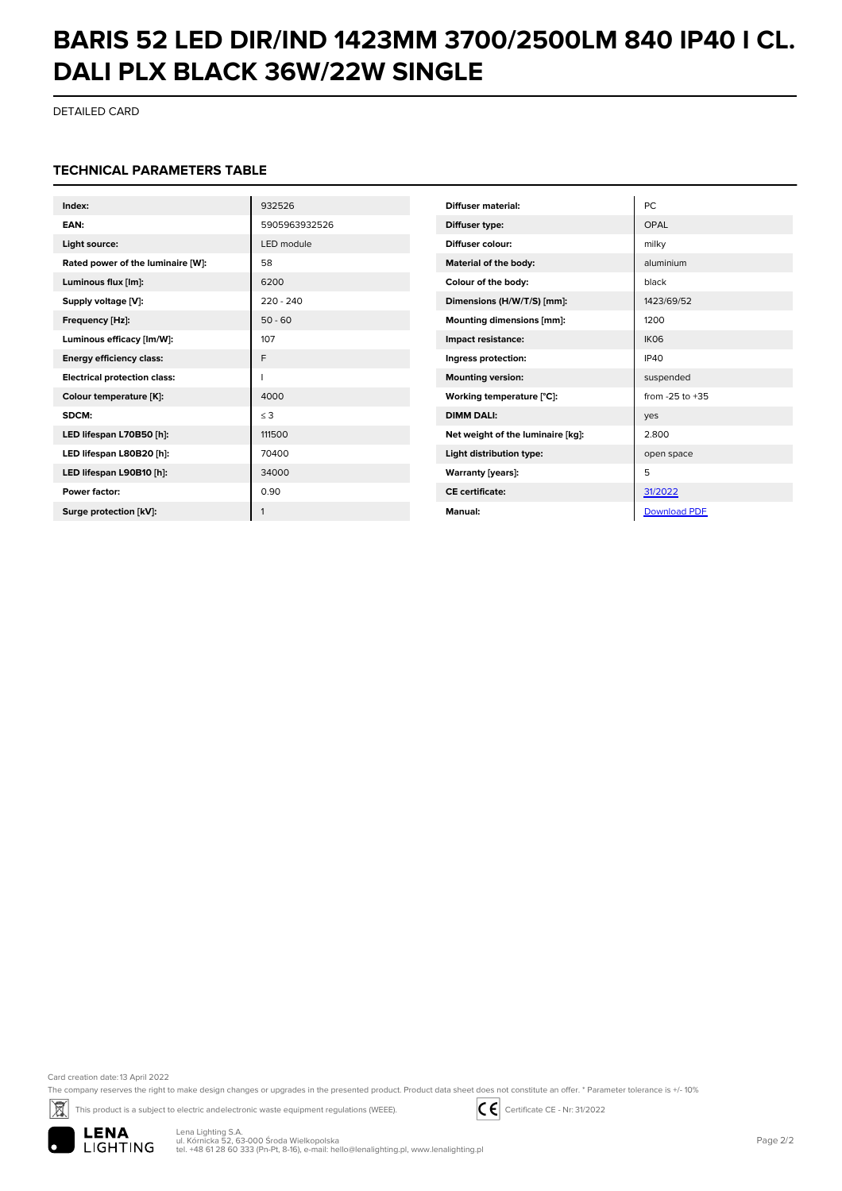# BARIS 52 LED DIR/IND 1423MM 3700/2500LM 840 IP40 I CL. DALI PLX BLACK 36W/22W SINGLE

DETAILED CARD

### TECHNICAL PARAMETERS TABLE

| | |
|---|---|
| **Index:** | 932526 |
| **EAN:** | 5905963932526 |
| **Light source:** | LED module |
| **Rated power of the luminaire [W]:** | 58 |
| **Luminous flux [lm]:** | 6200 |
| **Supply voltage [V]:** | 220 - 240 |
| **Frequency [Hz]:** | 50 - 60 |
| **Luminous efficacy [lm/W]:** | 107 |
| **Energy efficiency class:** | F |
| **Electrical protection class:** | I |
| **Colour temperature [K]:** | 4000 |
| **SDCM:** | ≤ 3 |
| **LED lifespan L70B50 [h]:** | 111500 |
| **LED lifespan L80B20 [h]:** | 70400 |
| **LED lifespan L90B10 [h]:** | 34000 |
| **Power factor:** | 0.90 |
| **Surge protection [kV]:** | 1 |

| | |
|---|---|
| **Diffuser material:** | PC |
| **Diffuser type:** | OPAL |
| **Diffuser colour:** | milky |
| **Material of the body:** | aluminium |
| **Colour of the body:** | black |
| **Dimensions (H/W/T/S) [mm]:** | 1423/69/52 |
| **Mounting dimensions [mm]:** | 1200 |
| **Impact resistance:** | IK06 |
| **Ingress protection:** | IP40 |
| **Mounting version:** | suspended |
| **Working temperature [°C]:** | from -25 to +35 |
| **DIMM DALI:** | yes |
| **Net weight of the luminaire [kg]:** | 2.800 |
| **Light distribution type:** | open space |
| **Warranty [years]:** | 5 |
| **CE certificate:** | 31/2022 |
| **Manual:** | Download PDF |

Card creation date: 13 April 2022

The company reserves the right to make design changes or upgrades in the presented product. Product data sheet does not constitute an offer. * Parameter tolerance is +/- 10%

This product is a subject to electric andelectronic waste equipment regulations (WEEE).

Certificate CE - Nr: 31/2022

Lena Lighting S.A.
ul. Kórnicka 52, 63-000 Środa Wielkopolska
tel. +48 61 28 60 333 (Pn-Pt, 8-16), e-mail: hello@lenalighting.pl, www.lenalighting.pl